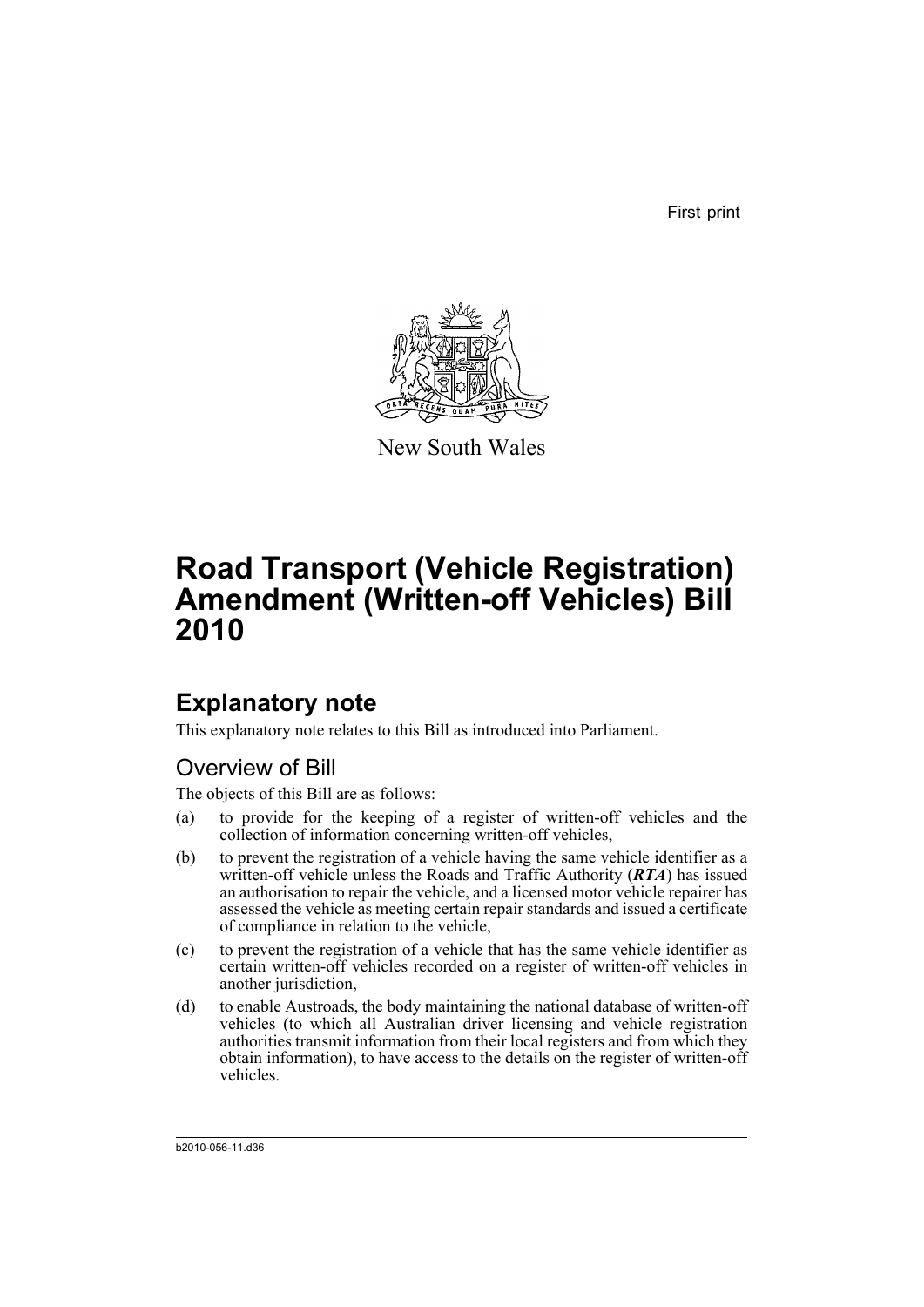First print

New South Wales

# Road Transport (Vehicle Registration) Amendment (Written-off Vehicles) Bill 2010

## Explanatory note

This explanatory note relates to this Bill as introduced into Parliament.

### Overview of Bill

The objects of this Bill are as follows:

(a) to provide for the keeping of a register of written-off vehicles and the collection of information concerning written-off vehicles,

(b) to prevent the registration of a vehicle having the same vehicle identifier as a written-off vehicle unless the Roads and Traffic Authority (***RTA***) has issued an authorisation to repair the vehicle, and a licensed motor vehicle repairer has assessed the vehicle as meeting certain repair standards and issued a certificate of compliance in relation to the vehicle,

(c) to prevent the registration of a vehicle that has the same vehicle identifier as certain written-off vehicles recorded on a register of written-off vehicles in another jurisdiction,

(d) to enable Austroads, the body maintaining the national database of written-off vehicles (to which all Australian driver licensing and vehicle registration authorities transmit information from their local registers and from which they obtain information), to have access to the details on the register of written-off vehicles.

b2010-056-11.d36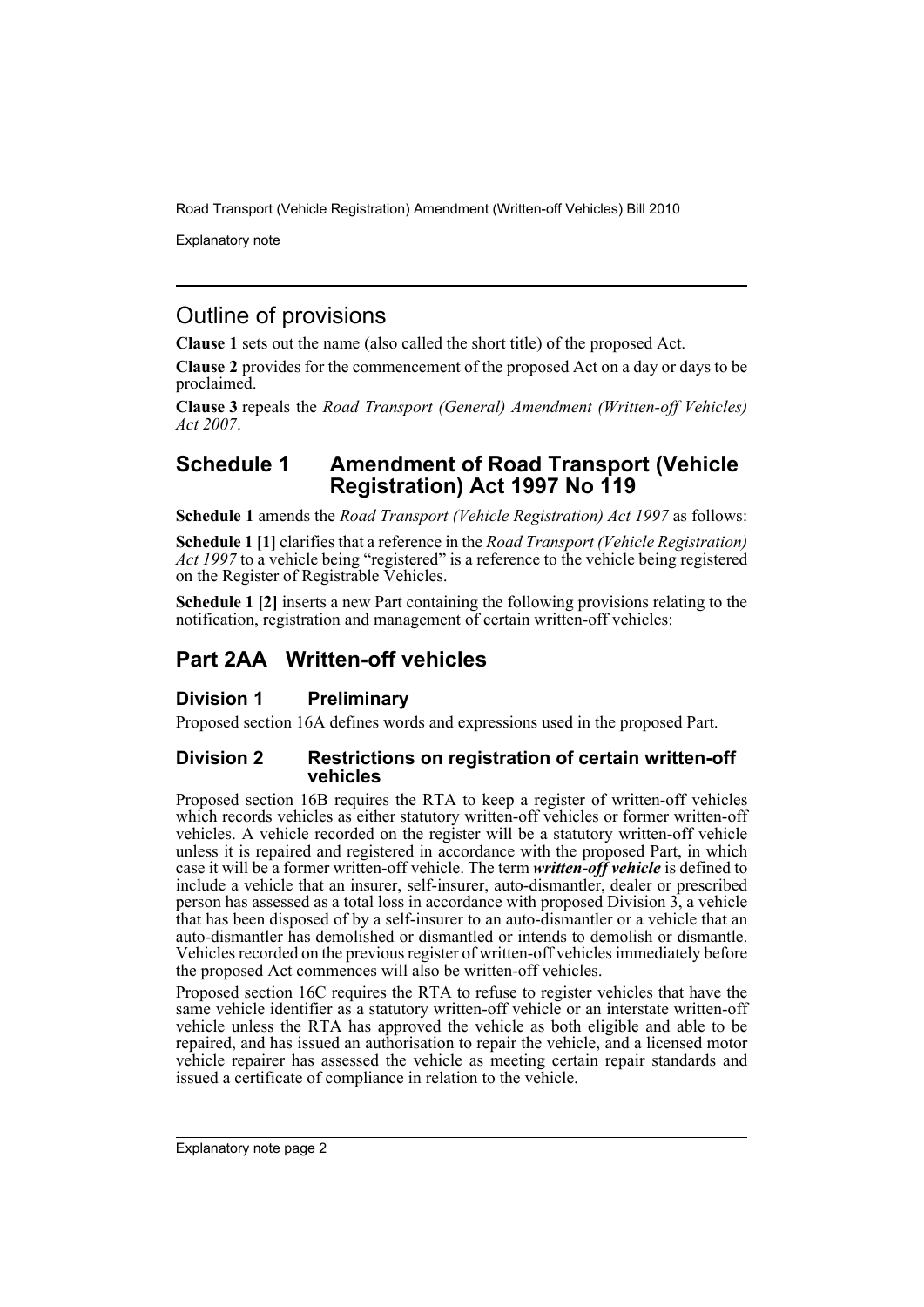## Outline of provisions

**Clause 1** sets out the name (also called the short title) of the proposed Act.

**Clause 2** provides for the commencement of the proposed Act on a day or days to be proclaimed.

**Clause 3** repeals the *Road Transport (General) Amendment (Written-off Vehicles) Act 2007*.

## Schedule 1 Amendment of Road Transport (Vehicle Registration) Act 1997 No 119

**Schedule 1** amends the *Road Transport (Vehicle Registration) Act 1997* as follows:

**Schedule 1 [1]** clarifies that a reference in the *Road Transport (Vehicle Registration) Act 1997* to a vehicle being "registered" is a reference to the vehicle being registered on the Register of Registrable Vehicles.

**Schedule 1 [2]** inserts a new Part containing the following provisions relating to the notification, registration and management of certain written-off vehicles:

## Part 2AA Written-off vehicles

### Division 1 Preliminary

Proposed section 16A defines words and expressions used in the proposed Part.

### Division 2 Restrictions on registration of certain written-off vehicles

Proposed section 16B requires the RTA to keep a register of written-off vehicles which records vehicles as either statutory written-off vehicles or former written-off vehicles. A vehicle recorded on the register will be a statutory written-off vehicle unless it is repaired and registered in accordance with the proposed Part, in which case it will be a former written-off vehicle. The term ***written-off vehicle*** is defined to include a vehicle that an insurer, self-insurer, auto-dismantler, dealer or prescribed person has assessed as a total loss in accordance with proposed Division 3, a vehicle that has been disposed of by a self-insurer to an auto-dismantler or a vehicle that an auto-dismantler has demolished or dismantled or intends to demolish or dismantle. Vehicles recorded on the previous register of written-off vehicles immediately before the proposed Act commences will also be written-off vehicles.

Proposed section 16C requires the RTA to refuse to register vehicles that have the same vehicle identifier as a statutory written-off vehicle or an interstate written-off vehicle unless the RTA has approved the vehicle as both eligible and able to be repaired, and has issued an authorisation to repair the vehicle, and a licensed motor vehicle repairer has assessed the vehicle as meeting certain repair standards and issued a certificate of compliance in relation to the vehicle.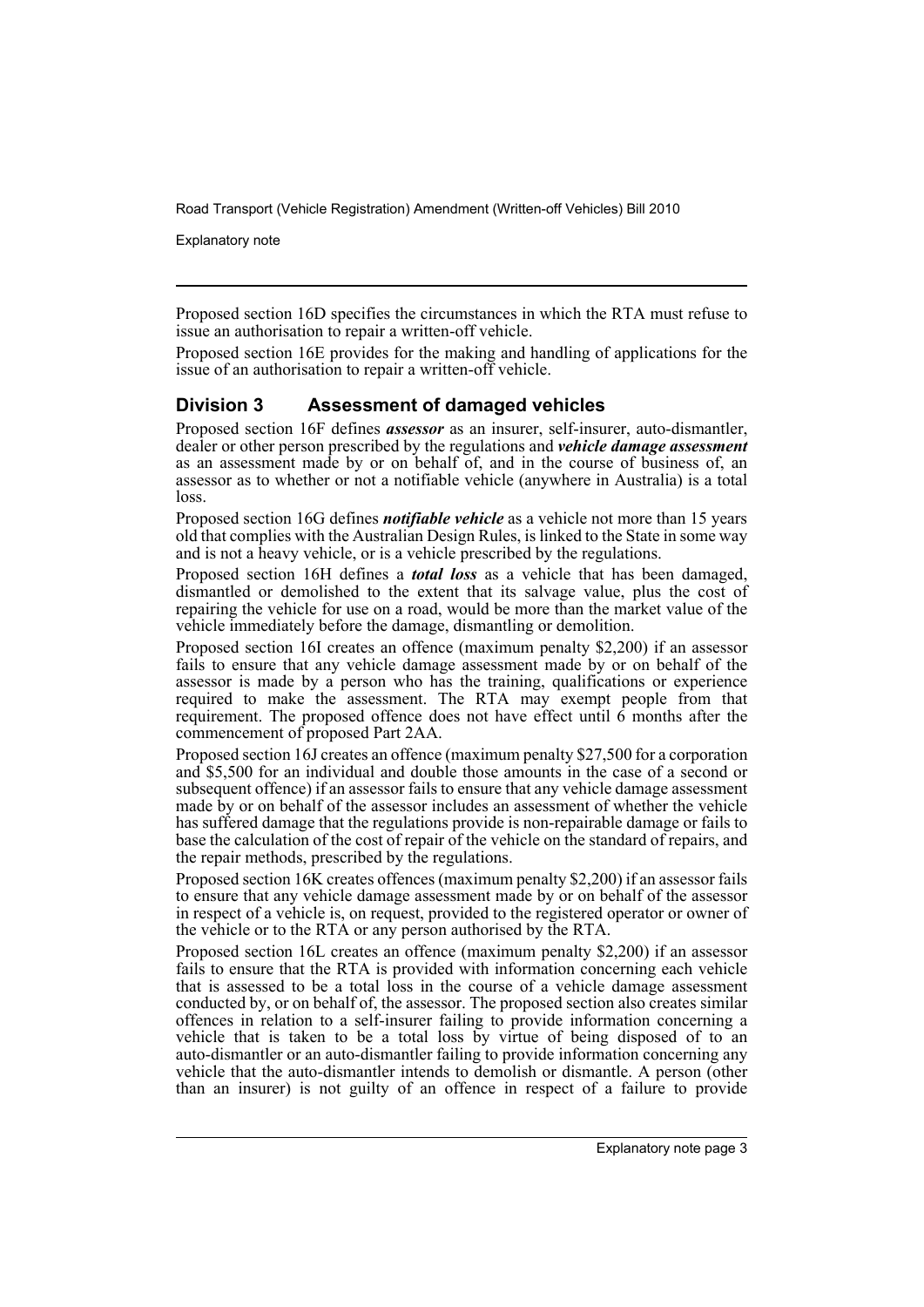Proposed section 16D specifies the circumstances in which the RTA must refuse to issue an authorisation to repair a written-off vehicle.

Proposed section 16E provides for the making and handling of applications for the issue of an authorisation to repair a written-off vehicle.

## Division 3 Assessment of damaged vehicles

Proposed section 16F defines ***assessor*** as an insurer, self-insurer, auto-dismantler, dealer or other person prescribed by the regulations and ***vehicle damage assessment*** as an assessment made by or on behalf of, and in the course of business of, an assessor as to whether or not a notifiable vehicle (anywhere in Australia) is a total loss.

Proposed section 16G defines ***notifiable vehicle*** as a vehicle not more than 15 years old that complies with the Australian Design Rules, is linked to the State in some way and is not a heavy vehicle, or is a vehicle prescribed by the regulations.

Proposed section 16H defines a ***total loss*** as a vehicle that has been damaged, dismantled or demolished to the extent that its salvage value, plus the cost of repairing the vehicle for use on a road, would be more than the market value of the vehicle immediately before the damage, dismantling or demolition.

Proposed section 16I creates an offence (maximum penalty $2,200) if an assessor fails to ensure that any vehicle damage assessment made by or on behalf of the assessor is made by a person who has the training, qualifications or experience required to make the assessment. The RTA may exempt people from that requirement. The proposed offence does not have effect until 6 months after the commencement of proposed Part 2AA.

Proposed section 16J creates an offence (maximum penalty $27,500 for a corporation and $5,500 for an individual and double those amounts in the case of a second or subsequent offence) if an assessor fails to ensure that any vehicle damage assessment made by or on behalf of the assessor includes an assessment of whether the vehicle has suffered damage that the regulations provide is non-repairable damage or fails to base the calculation of the cost of repair of the vehicle on the standard of repairs, and the repair methods, prescribed by the regulations.

Proposed section 16K creates offences (maximum penalty $2,200) if an assessor fails to ensure that any vehicle damage assessment made by or on behalf of the assessor in respect of a vehicle is, on request, provided to the registered operator or owner of the vehicle or to the RTA or any person authorised by the RTA.

Proposed section 16L creates an offence (maximum penalty $2,200) if an assessor fails to ensure that the RTA is provided with information concerning each vehicle that is assessed to be a total loss in the course of a vehicle damage assessment conducted by, or on behalf of, the assessor. The proposed section also creates similar offences in relation to a self-insurer failing to provide information concerning a vehicle that is taken to be a total loss by virtue of being disposed of to an auto-dismantler or an auto-dismantler failing to provide information concerning any vehicle that the auto-dismantler intends to demolish or dismantle. A person (other than an insurer) is not guilty of an offence in respect of a failure to provide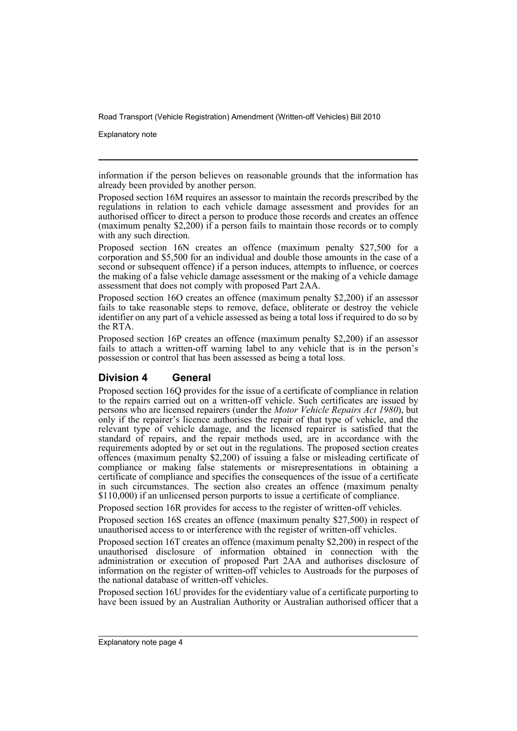information if the person believes on reasonable grounds that the information has already been provided by another person.

Proposed section 16M requires an assessor to maintain the records prescribed by the regulations in relation to each vehicle damage assessment and provides for an authorised officer to direct a person to produce those records and creates an offence (maximum penalty $2,200) if a person fails to maintain those records or to comply with any such direction.

Proposed section 16N creates an offence (maximum penalty $27,500 for a corporation and $5,500 for an individual and double those amounts in the case of a second or subsequent offence) if a person induces, attempts to influence, or coerces the making of a false vehicle damage assessment or the making of a vehicle damage assessment that does not comply with proposed Part 2AA.

Proposed section 16O creates an offence (maximum penalty $2,200) if an assessor fails to take reasonable steps to remove, deface, obliterate or destroy the vehicle identifier on any part of a vehicle assessed as being a total loss if required to do so by the RTA.

Proposed section 16P creates an offence (maximum penalty $2,200) if an assessor fails to attach a written-off warning label to any vehicle that is in the person's possession or control that has been assessed as being a total loss.

## Division 4 General

Proposed section 16Q provides for the issue of a certificate of compliance in relation to the repairs carried out on a written-off vehicle. Such certificates are issued by persons who are licensed repairers (under the *Motor Vehicle Repairs Act 1980*), but only if the repairer's licence authorises the repair of that type of vehicle, and the relevant type of vehicle damage, and the licensed repairer is satisfied that the standard of repairs, and the repair methods used, are in accordance with the requirements adopted by or set out in the regulations. The proposed section creates offences (maximum penalty $2,200) of issuing a false or misleading certificate of compliance or making false statements or misrepresentations in obtaining a certificate of compliance and specifies the consequences of the issue of a certificate in such circumstances. The section also creates an offence (maximum penalty $110,000) if an unlicensed person purports to issue a certificate of compliance.

Proposed section 16R provides for access to the register of written-off vehicles.

Proposed section 16S creates an offence (maximum penalty $27,500) in respect of unauthorised access to or interference with the register of written-off vehicles.

Proposed section 16T creates an offence (maximum penalty $2,200) in respect of the unauthorised disclosure of information obtained in connection with the administration or execution of proposed Part 2AA and authorises disclosure of information on the register of written-off vehicles to Austroads for the purposes of the national database of written-off vehicles.

Proposed section 16U provides for the evidentiary value of a certificate purporting to have been issued by an Australian Authority or Australian authorised officer that a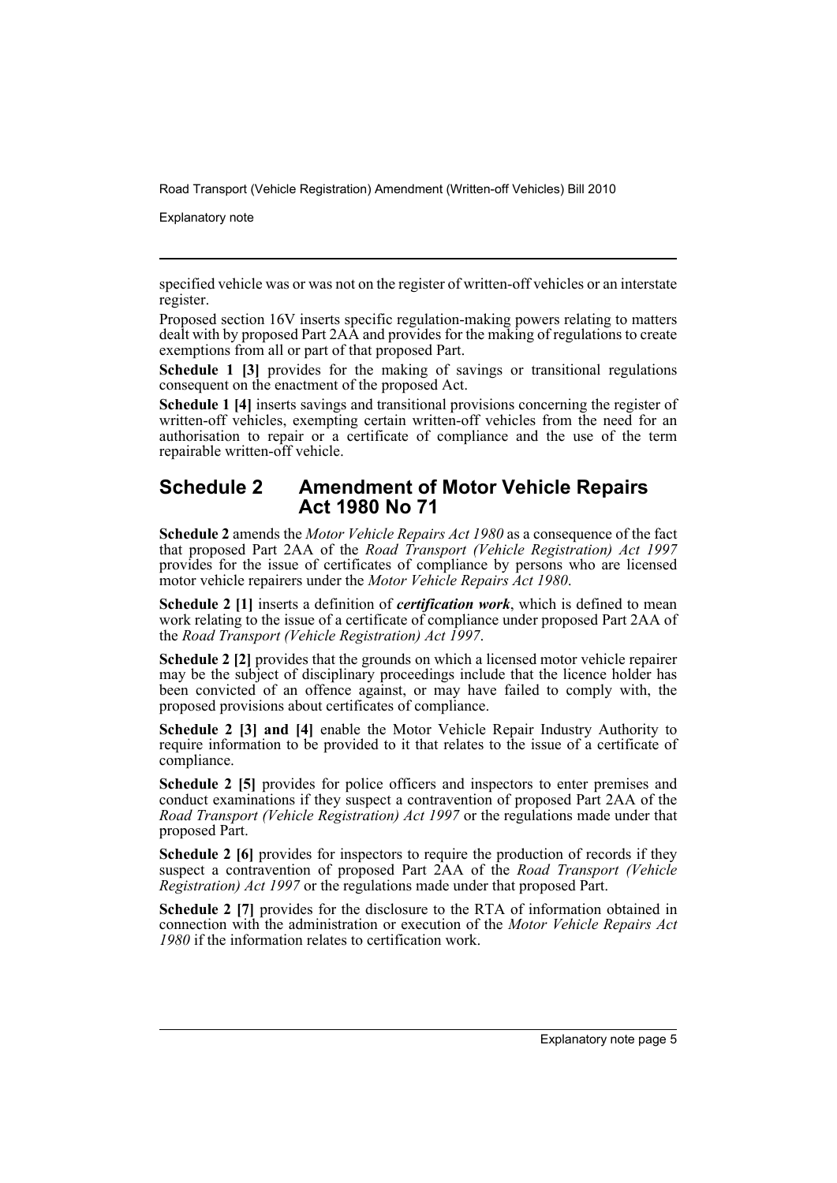specified vehicle was or was not on the register of written-off vehicles or an interstate register.

Proposed section 16V inserts specific regulation-making powers relating to matters dealt with by proposed Part 2AA and provides for the making of regulations to create exemptions from all or part of that proposed Part.

**Schedule 1 [3]** provides for the making of savings or transitional regulations consequent on the enactment of the proposed Act.

**Schedule 1 [4]** inserts savings and transitional provisions concerning the register of written-off vehicles, exempting certain written-off vehicles from the need for an authorisation to repair or a certificate of compliance and the use of the term repairable written-off vehicle.

## Schedule 2 Amendment of Motor Vehicle Repairs Act 1980 No 71

**Schedule 2** amends the *Motor Vehicle Repairs Act 1980* as a consequence of the fact that proposed Part 2AA of the *Road Transport (Vehicle Registration) Act 1997* provides for the issue of certificates of compliance by persons who are licensed motor vehicle repairers under the *Motor Vehicle Repairs Act 1980*.

**Schedule 2 [1]** inserts a definition of ***certification work***, which is defined to mean work relating to the issue of a certificate of compliance under proposed Part 2AA of the *Road Transport (Vehicle Registration) Act 1997*.

**Schedule 2 [2]** provides that the grounds on which a licensed motor vehicle repairer may be the subject of disciplinary proceedings include that the licence holder has been convicted of an offence against, or may have failed to comply with, the proposed provisions about certificates of compliance.

**Schedule 2 [3] and [4]** enable the Motor Vehicle Repair Industry Authority to require information to be provided to it that relates to the issue of a certificate of compliance.

**Schedule 2 [5]** provides for police officers and inspectors to enter premises and conduct examinations if they suspect a contravention of proposed Part 2AA of the *Road Transport (Vehicle Registration) Act 1997* or the regulations made under that proposed Part.

**Schedule 2 [6]** provides for inspectors to require the production of records if they suspect a contravention of proposed Part 2AA of the *Road Transport (Vehicle Registration) Act 1997* or the regulations made under that proposed Part.

**Schedule 2 [7]** provides for the disclosure to the RTA of information obtained in connection with the administration or execution of the *Motor Vehicle Repairs Act 1980* if the information relates to certification work.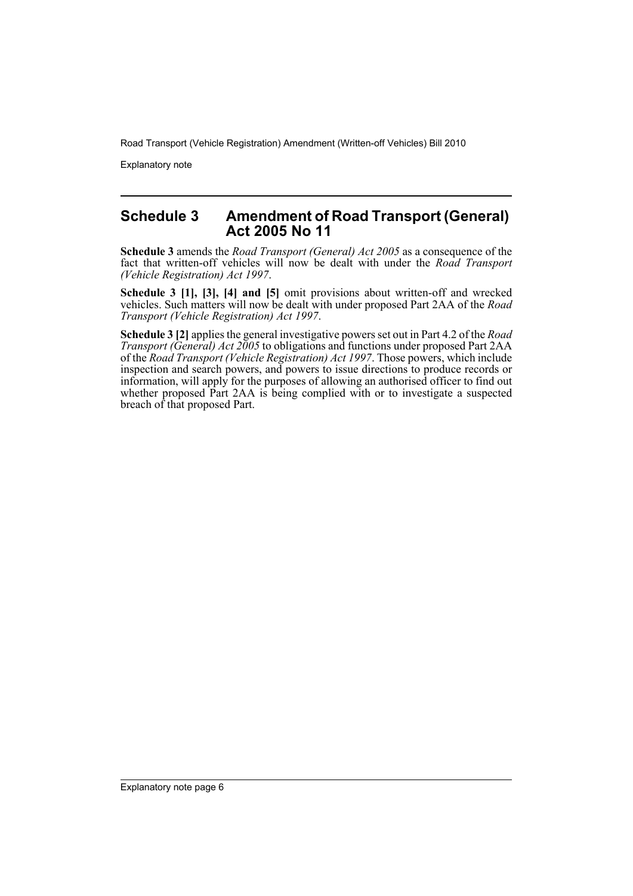## Schedule 3 Amendment of Road Transport (General) Act 2005 No 11

**Schedule 3** amends the *Road Transport (General) Act 2005* as a consequence of the fact that written-off vehicles will now be dealt with under the *Road Transport (Vehicle Registration) Act 1997*.

**Schedule 3 [1], [3], [4] and [5]** omit provisions about written-off and wrecked vehicles. Such matters will now be dealt with under proposed Part 2AA of the *Road Transport (Vehicle Registration) Act 1997*.

**Schedule 3 [2]** applies the general investigative powers set out in Part 4.2 of the *Road Transport (General) Act 2005* to obligations and functions under proposed Part 2AA of the *Road Transport (Vehicle Registration) Act 1997*. Those powers, which include inspection and search powers, and powers to issue directions to produce records or information, will apply for the purposes of allowing an authorised officer to find out whether proposed Part 2AA is being complied with or to investigate a suspected breach of that proposed Part.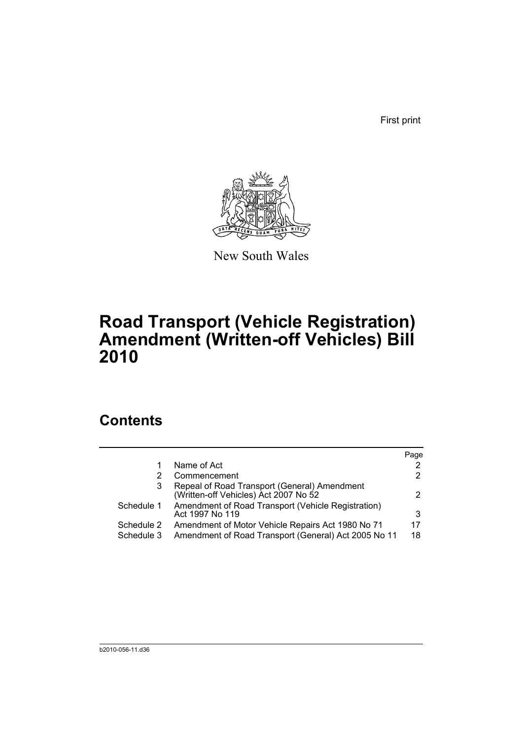First print

New South Wales

# Road Transport (Vehicle Registration) Amendment (Written-off Vehicles) Bill 2010

## Contents

| | | Page |
|---|---|---|
| 1 | Name of Act | 2 |
| 2 | Commencement | 2 |
| 3 | Repeal of Road Transport (General) Amendment (Written-off Vehicles) Act 2007 No 52 | 2 |
| Schedule 1 | Amendment of Road Transport (Vehicle Registration) Act 1997 No 119 | 3 |
| Schedule 2 | Amendment of Motor Vehicle Repairs Act 1980 No 71 | 17 |
| Schedule 3 | Amendment of Road Transport (General) Act 2005 No 11 | 18 |

b2010-056-11.d36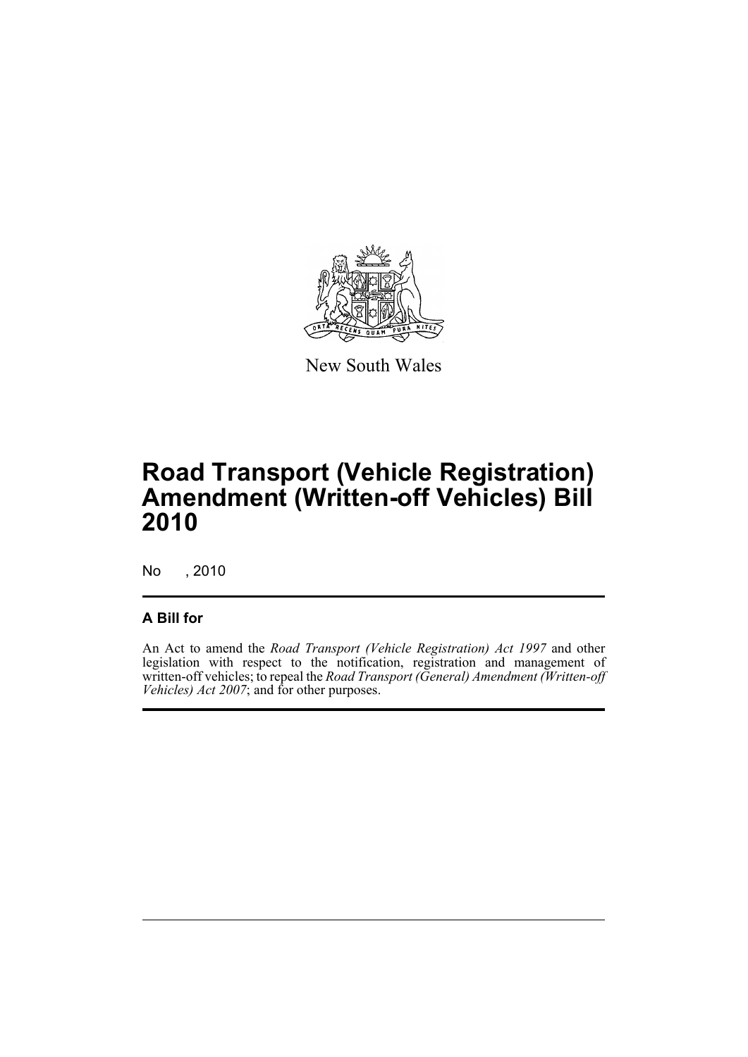New South Wales

# Road Transport (Vehicle Registration) Amendment (Written-off Vehicles) Bill 2010

No , 2010

## A Bill for

An Act to amend the *Road Transport (Vehicle Registration) Act 1997* and other legislation with respect to the notification, registration and management of written-off vehicles; to repeal the *Road Transport (General) Amendment (Written-off Vehicles) Act 2007*; and for other purposes.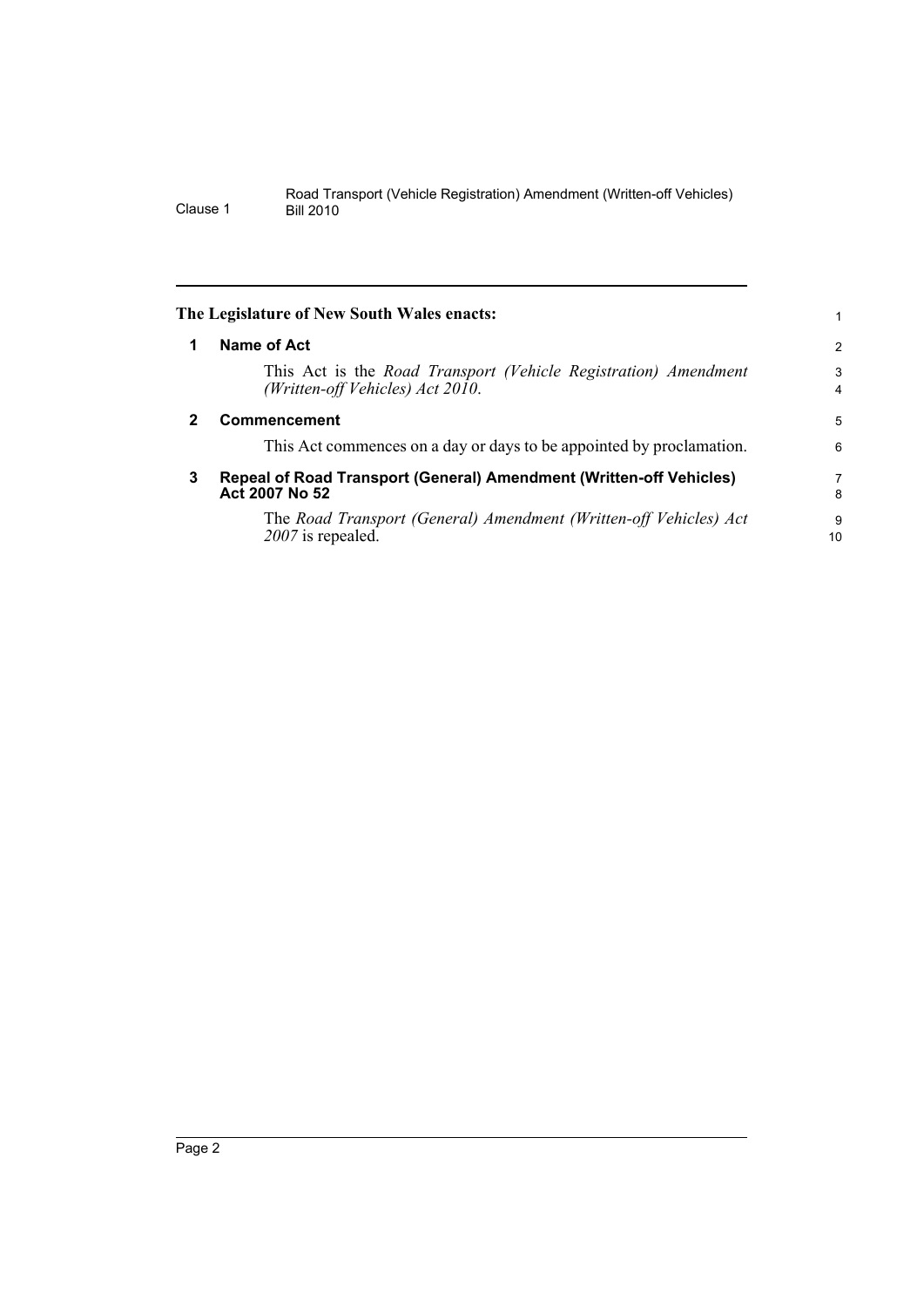The Legislature of New South Wales enacts:

## 1 Name of Act

This Act is the *Road Transport (Vehicle Registration) Amendment (Written-off Vehicles) Act 2010*.

## 2 Commencement

This Act commences on a day or days to be appointed by proclamation.

## 3 Repeal of Road Transport (General) Amendment (Written-off Vehicles) Act 2007 No 52

The *Road Transport (General) Amendment (Written-off Vehicles) Act 2007* is repealed.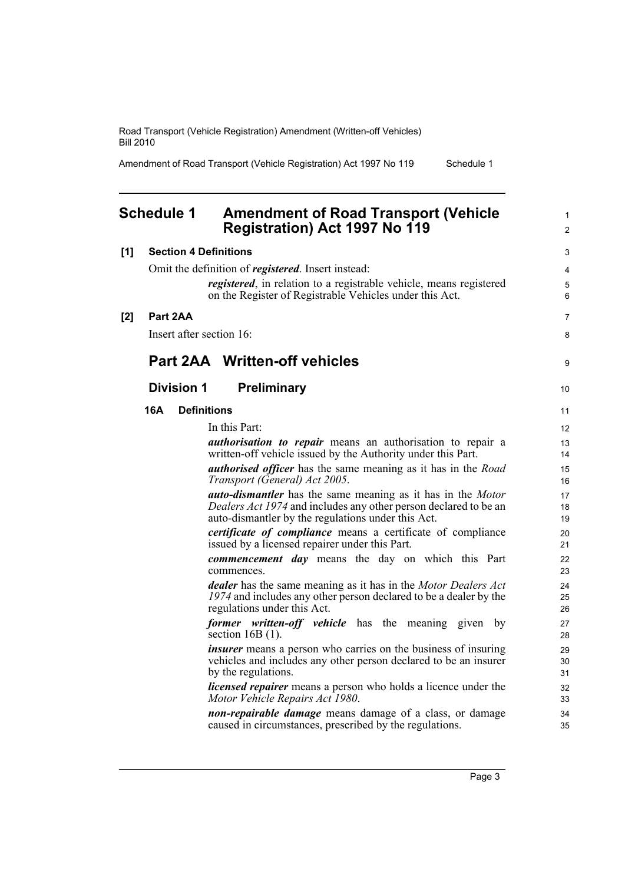# Schedule 1 Amendment of Road Transport (Vehicle Registration) Act 1997 No 119

**[1] Section 4 Definitions**

Omit the definition of ***registered***. Insert instead:

> ***registered***, in relation to a registrable vehicle, means registered on the Register of Registrable Vehicles under this Act.

**[2] Part 2AA**

Insert after section 16:

## Part 2AA Written-off vehicles

### Division 1 Preliminary

**16A Definitions**

In this Part:

***authorisation to repair*** means an authorisation to repair a written-off vehicle issued by the Authority under this Part.

***authorised officer*** has the same meaning as it has in the *Road Transport (General) Act 2005*.

***auto-dismantler*** has the same meaning as it has in the *Motor Dealers Act 1974* and includes any other person declared to be an auto-dismantler by the regulations under this Act.

***certificate of compliance*** means a certificate of compliance issued by a licensed repairer under this Part.

***commencement day*** means the day on which this Part commences.

***dealer*** has the same meaning as it has in the *Motor Dealers Act 1974* and includes any other person declared to be a dealer by the regulations under this Act.

***former written-off vehicle*** has the meaning given by section 16B (1).

***insurer*** means a person who carries on the business of insuring vehicles and includes any other person declared to be an insurer by the regulations.

***licensed repairer*** means a person who holds a licence under the *Motor Vehicle Repairs Act 1980*.

***non-repairable damage*** means damage of a class, or damage caused in circumstances, prescribed by the regulations.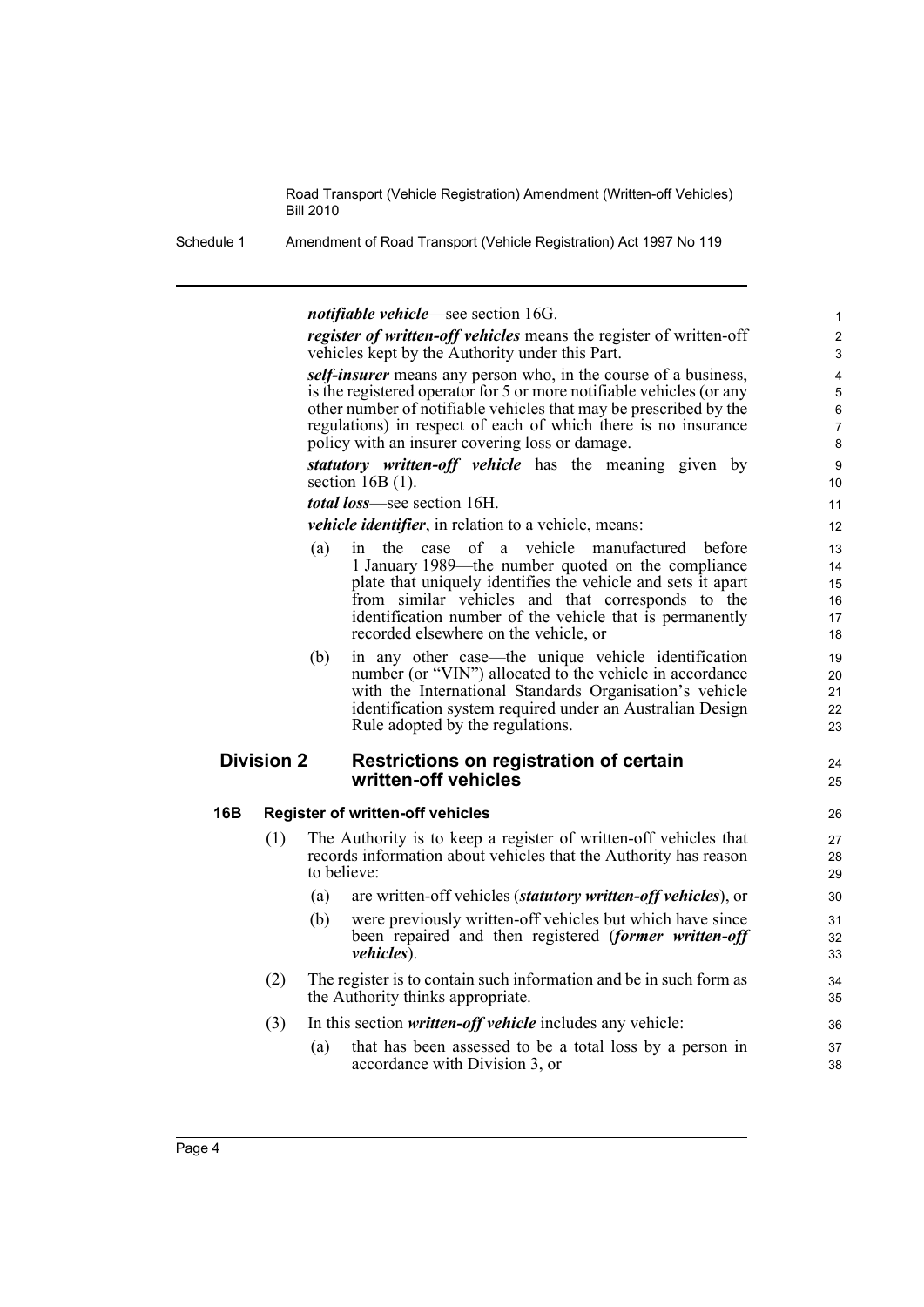***notifiable vehicle***—see section 16G.

***register of written-off vehicles*** means the register of written-off vehicles kept by the Authority under this Part.

***self-insurer*** means any person who, in the course of a business, is the registered operator for 5 or more notifiable vehicles (or any other number of notifiable vehicles that may be prescribed by the regulations) in respect of each of which there is no insurance policy with an insurer covering loss or damage.

***statutory written-off vehicle*** has the meaning given by section 16B (1).

***total loss***—see section 16H.

***vehicle identifier***, in relation to a vehicle, means:

- (a) in the case of a vehicle manufactured before 1 January 1989—the number quoted on the compliance plate that uniquely identifies the vehicle and sets it apart from similar vehicles and that corresponds to the identification number of the vehicle that is permanently recorded elsewhere on the vehicle, or
- (b) in any other case—the unique vehicle identification number (or "VIN") allocated to the vehicle in accordance with the International Standards Organisation's vehicle identification system required under an Australian Design Rule adopted by the regulations.

## Division 2 Restrictions on registration of certain written-off vehicles

### 16B Register of written-off vehicles

(1) The Authority is to keep a register of written-off vehicles that records information about vehicles that the Authority has reason to believe:

- (a) are written-off vehicles (***statutory written-off vehicles***), or
- (b) were previously written-off vehicles but which have since been repaired and then registered (***former written-off vehicles***).

(2) The register is to contain such information and be in such form as the Authority thinks appropriate.

(3) In this section ***written-off vehicle*** includes any vehicle:

- (a) that has been assessed to be a total loss by a person in accordance with Division 3, or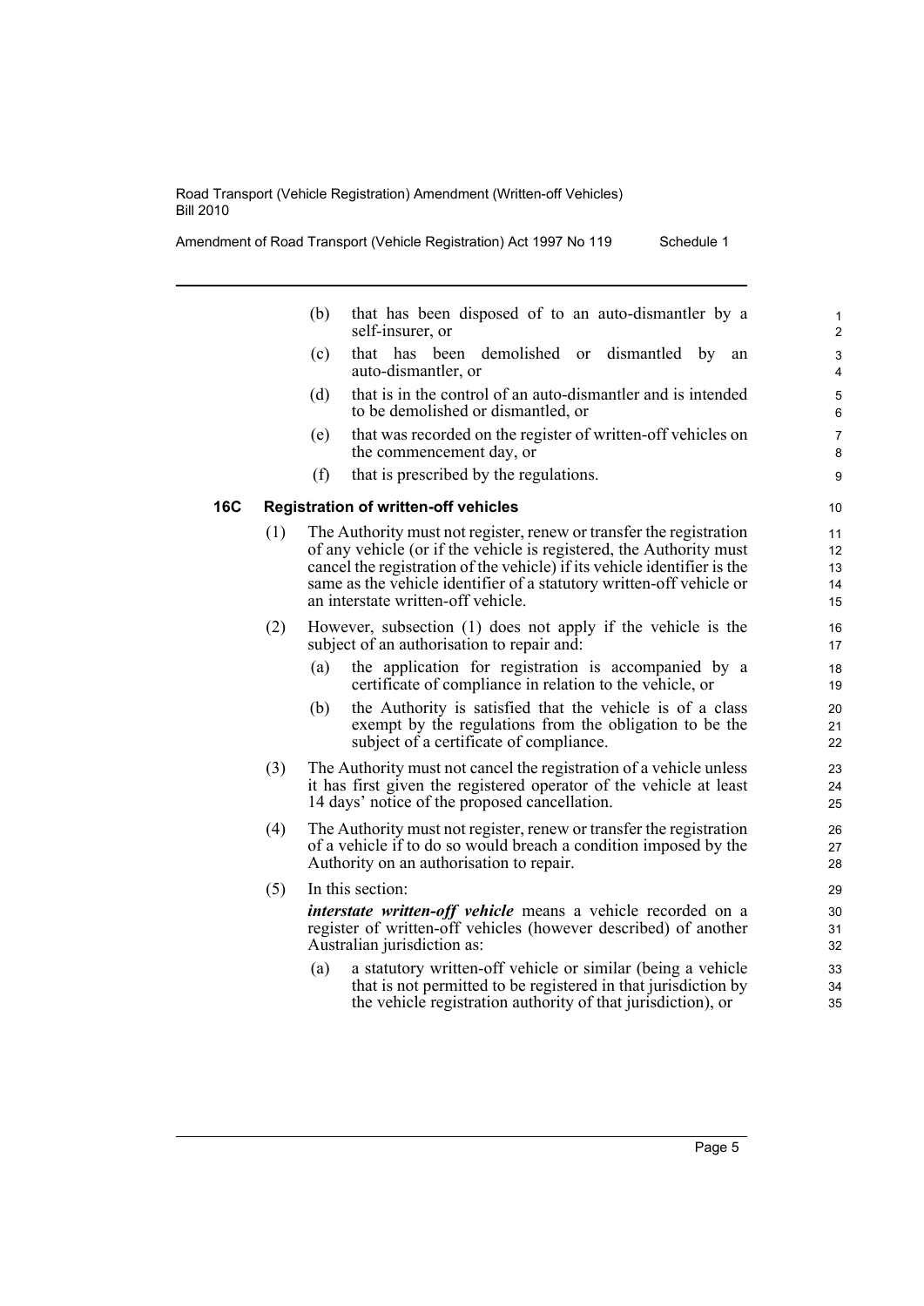(b) that has been disposed of to an auto-dismantler by a self-insurer, or

(c) that has been demolished or dismantled by an auto-dismantler, or

(d) that is in the control of an auto-dismantler and is intended to be demolished or dismantled, or

(e) that was recorded on the register of written-off vehicles on the commencement day, or

(f) that is prescribed by the regulations.

**16C Registration of written-off vehicles**

(1) The Authority must not register, renew or transfer the registration of any vehicle (or if the vehicle is registered, the Authority must cancel the registration of the vehicle) if its vehicle identifier is the same as the vehicle identifier of a statutory written-off vehicle or an interstate written-off vehicle.

(2) However, subsection (1) does not apply if the vehicle is the subject of an authorisation to repair and:

(a) the application for registration is accompanied by a certificate of compliance in relation to the vehicle, or

(b) the Authority is satisfied that the vehicle is of a class exempt by the regulations from the obligation to be the subject of a certificate of compliance.

(3) The Authority must not cancel the registration of a vehicle unless it has first given the registered operator of the vehicle at least 14 days' notice of the proposed cancellation.

(4) The Authority must not register, renew or transfer the registration of a vehicle if to do so would breach a condition imposed by the Authority on an authorisation to repair.

(5) In this section:

***interstate written-off vehicle*** means a vehicle recorded on a register of written-off vehicles (however described) of another Australian jurisdiction as:

(a) a statutory written-off vehicle or similar (being a vehicle that is not permitted to be registered in that jurisdiction by the vehicle registration authority of that jurisdiction), or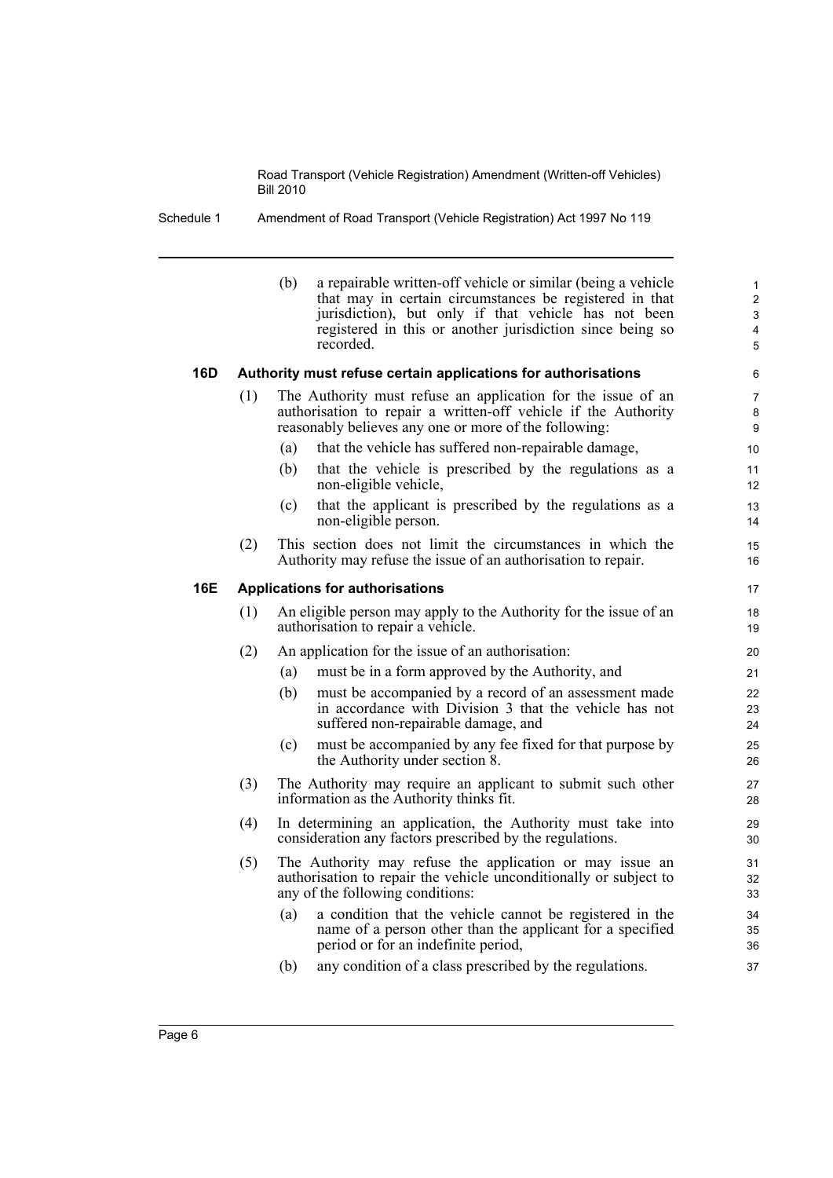(b) a repairable written-off vehicle or similar (being a vehicle that may in certain circumstances be registered in that jurisdiction), but only if that vehicle has not been registered in this or another jurisdiction since being so recorded.

**16D Authority must refuse certain applications for authorisations**

(1) The Authority must refuse an application for the issue of an authorisation to repair a written-off vehicle if the Authority reasonably believes any one or more of the following:

(a) that the vehicle has suffered non-repairable damage,

(b) that the vehicle is prescribed by the regulations as a non-eligible vehicle,

(c) that the applicant is prescribed by the regulations as a non-eligible person.

(2) This section does not limit the circumstances in which the Authority may refuse the issue of an authorisation to repair.

**16E Applications for authorisations**

(1) An eligible person may apply to the Authority for the issue of an authorisation to repair a vehicle.

(2) An application for the issue of an authorisation:

(a) must be in a form approved by the Authority, and

(b) must be accompanied by a record of an assessment made in accordance with Division 3 that the vehicle has not suffered non-repairable damage, and

(c) must be accompanied by any fee fixed for that purpose by the Authority under section 8.

(3) The Authority may require an applicant to submit such other information as the Authority thinks fit.

(4) In determining an application, the Authority must take into consideration any factors prescribed by the regulations.

(5) The Authority may refuse the application or may issue an authorisation to repair the vehicle unconditionally or subject to any of the following conditions:

(a) a condition that the vehicle cannot be registered in the name of a person other than the applicant for a specified period or for an indefinite period,

(b) any condition of a class prescribed by the regulations.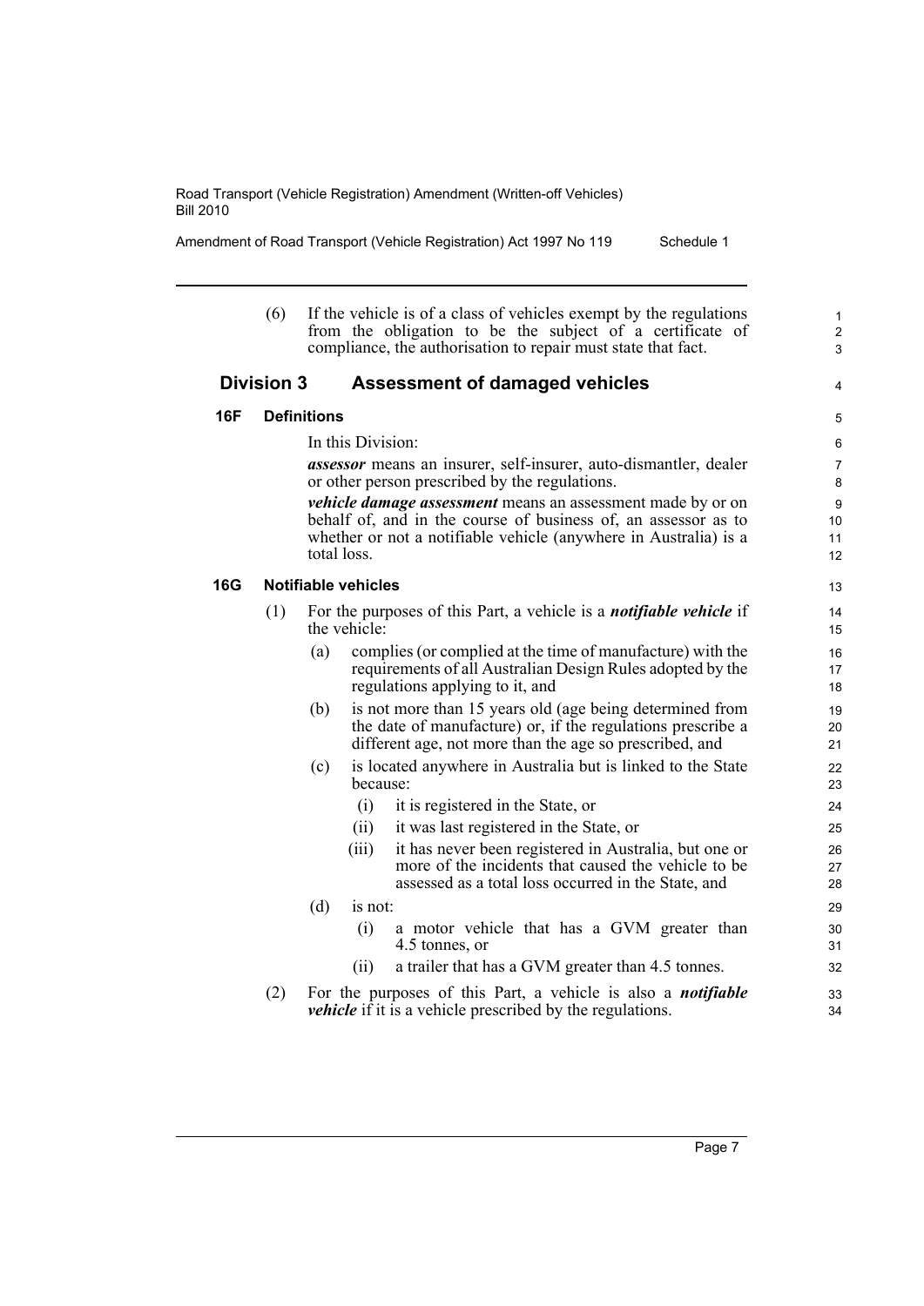(6) If the vehicle is of a class of vehicles exempt by the regulations from the obligation to be the subject of a certificate of compliance, the authorisation to repair must state that fact.

## Division 3 Assessment of damaged vehicles

### 16F Definitions

In this Division:

***assessor*** means an insurer, self-insurer, auto-dismantler, dealer or other person prescribed by the regulations.

***vehicle damage assessment*** means an assessment made by or on behalf of, and in the course of business of, an assessor as to whether or not a notifiable vehicle (anywhere in Australia) is a total loss.

### 16G Notifiable vehicles

(1) For the purposes of this Part, a vehicle is a ***notifiable vehicle*** if the vehicle:

- (a) complies (or complied at the time of manufacture) with the requirements of all Australian Design Rules adopted by the regulations applying to it, and
- (b) is not more than 15 years old (age being determined from the date of manufacture) or, if the regulations prescribe a different age, not more than the age so prescribed, and
- (c) is located anywhere in Australia but is linked to the State because:
  - (i) it is registered in the State, or
  - (ii) it was last registered in the State, or
  - (iii) it has never been registered in Australia, but one or more of the incidents that caused the vehicle to be assessed as a total loss occurred in the State, and
- (d) is not:
  - (i) a motor vehicle that has a GVM greater than 4.5 tonnes, or
  - (ii) a trailer that has a GVM greater than 4.5 tonnes.

(2) For the purposes of this Part, a vehicle is also a ***notifiable vehicle*** if it is a vehicle prescribed by the regulations.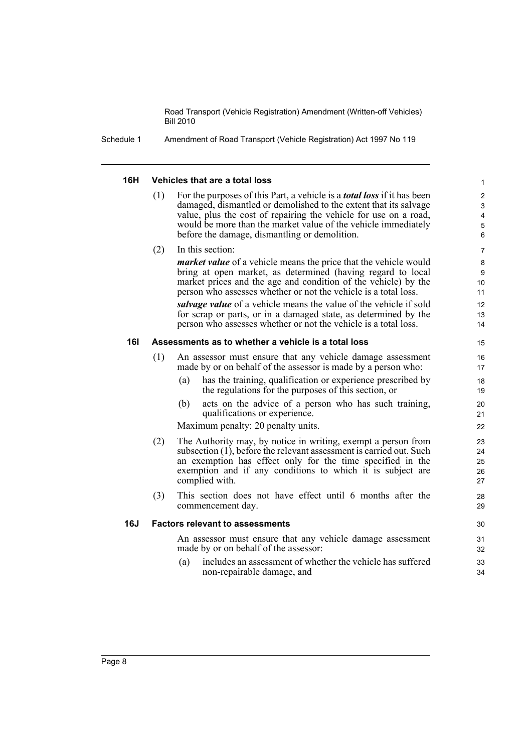#### 16H Vehicles that are a total loss

(1) For the purposes of this Part, a vehicle is a ***total loss*** if it has been damaged, dismantled or demolished to the extent that its salvage value, plus the cost of repairing the vehicle for use on a road, would be more than the market value of the vehicle immediately before the damage, dismantling or demolition.

(2) In this section:

***market value*** of a vehicle means the price that the vehicle would bring at open market, as determined (having regard to local market prices and the age and condition of the vehicle) by the person who assesses whether or not the vehicle is a total loss.

***salvage value*** of a vehicle means the value of the vehicle if sold for scrap or parts, or in a damaged state, as determined by the person who assesses whether or not the vehicle is a total loss.

#### 16I Assessments as to whether a vehicle is a total loss

(1) An assessor must ensure that any vehicle damage assessment made by or on behalf of the assessor is made by a person who:

- (a) has the training, qualification or experience prescribed by the regulations for the purposes of this section, or
- (b) acts on the advice of a person who has such training, qualifications or experience.

Maximum penalty: 20 penalty units.

(2) The Authority may, by notice in writing, exempt a person from subsection (1), before the relevant assessment is carried out. Such an exemption has effect only for the time specified in the exemption and if any conditions to which it is subject are complied with.

(3) This section does not have effect until 6 months after the commencement day.

#### 16J Factors relevant to assessments

An assessor must ensure that any vehicle damage assessment made by or on behalf of the assessor:

- (a) includes an assessment of whether the vehicle has suffered non-repairable damage, and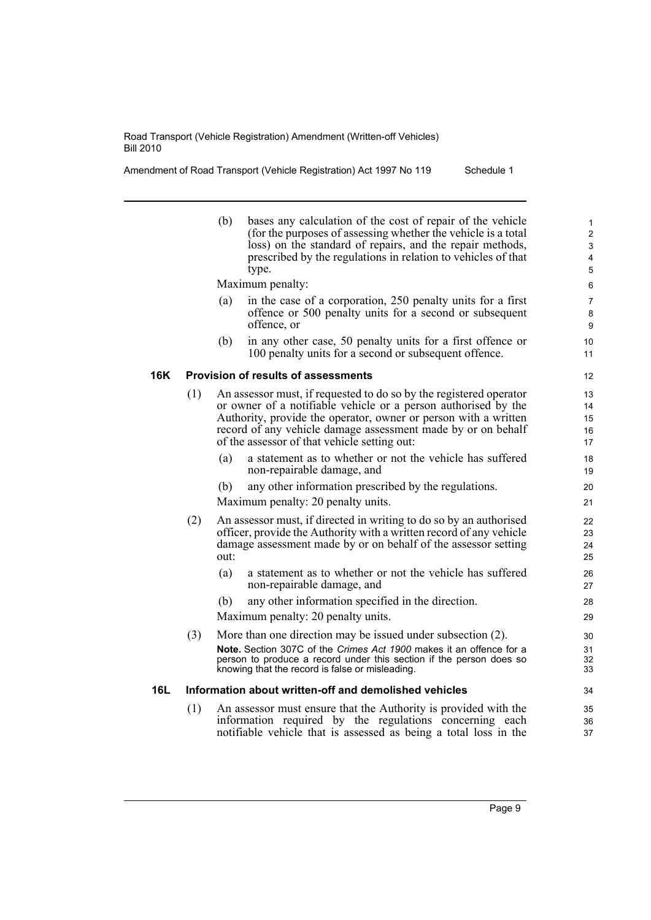(b) bases any calculation of the cost of repair of the vehicle (for the purposes of assessing whether the vehicle is a total loss) on the standard of repairs, and the repair methods, prescribed by the regulations in relation to vehicles of that type.

Maximum penalty:

(a) in the case of a corporation, 250 penalty units for a first offence or 500 penalty units for a second or subsequent offence, or

(b) in any other case, 50 penalty units for a first offence or 100 penalty units for a second or subsequent offence.

### 16K Provision of results of assessments

(1) An assessor must, if requested to do so by the registered operator or owner of a notifiable vehicle or a person authorised by the Authority, provide the operator, owner or person with a written record of any vehicle damage assessment made by or on behalf of the assessor of that vehicle setting out:

(a) a statement as to whether or not the vehicle has suffered non-repairable damage, and

(b) any other information prescribed by the regulations.

Maximum penalty: 20 penalty units.

(2) An assessor must, if directed in writing to do so by an authorised officer, provide the Authority with a written record of any vehicle damage assessment made by or on behalf of the assessor setting out:

(a) a statement as to whether or not the vehicle has suffered non-repairable damage, and

(b) any other information specified in the direction.

Maximum penalty: 20 penalty units.

(3) More than one direction may be issued under subsection (2).

**Note.** Section 307C of the *Crimes Act 1900* makes it an offence for a person to produce a record under this section if the person does so knowing that the record is false or misleading.

### 16L Information about written-off and demolished vehicles

(1) An assessor must ensure that the Authority is provided with the information required by the regulations concerning each notifiable vehicle that is assessed as being a total loss in the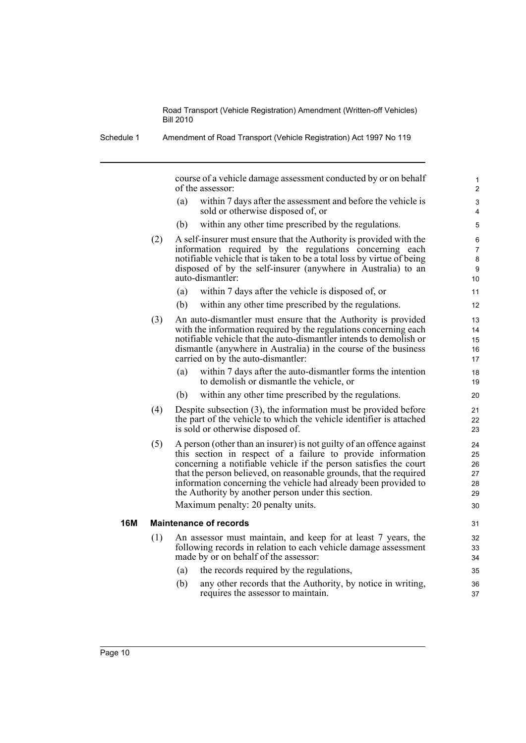course of a vehicle damage assessment conducted by or on behalf of the assessor:

(a) within 7 days after the assessment and before the vehicle is sold or otherwise disposed of, or

(b) within any other time prescribed by the regulations.

(2) A self-insurer must ensure that the Authority is provided with the information required by the regulations concerning each notifiable vehicle that is taken to be a total loss by virtue of being disposed of by the self-insurer (anywhere in Australia) to an auto-dismantler:

(a) within 7 days after the vehicle is disposed of, or

(b) within any other time prescribed by the regulations.

(3) An auto-dismantler must ensure that the Authority is provided with the information required by the regulations concerning each notifiable vehicle that the auto-dismantler intends to demolish or dismantle (anywhere in Australia) in the course of the business carried on by the auto-dismantler:

(a) within 7 days after the auto-dismantler forms the intention to demolish or dismantle the vehicle, or

(b) within any other time prescribed by the regulations.

(4) Despite subsection (3), the information must be provided before the part of the vehicle to which the vehicle identifier is attached is sold or otherwise disposed of.

(5) A person (other than an insurer) is not guilty of an offence against this section in respect of a failure to provide information concerning a notifiable vehicle if the person satisfies the court that the person believed, on reasonable grounds, that the required information concerning the vehicle had already been provided to the Authority by another person under this section.

Maximum penalty: 20 penalty units.

### 16M Maintenance of records

(1) An assessor must maintain, and keep for at least 7 years, the following records in relation to each vehicle damage assessment made by or on behalf of the assessor:

(a) the records required by the regulations,

(b) any other records that the Authority, by notice in writing, requires the assessor to maintain.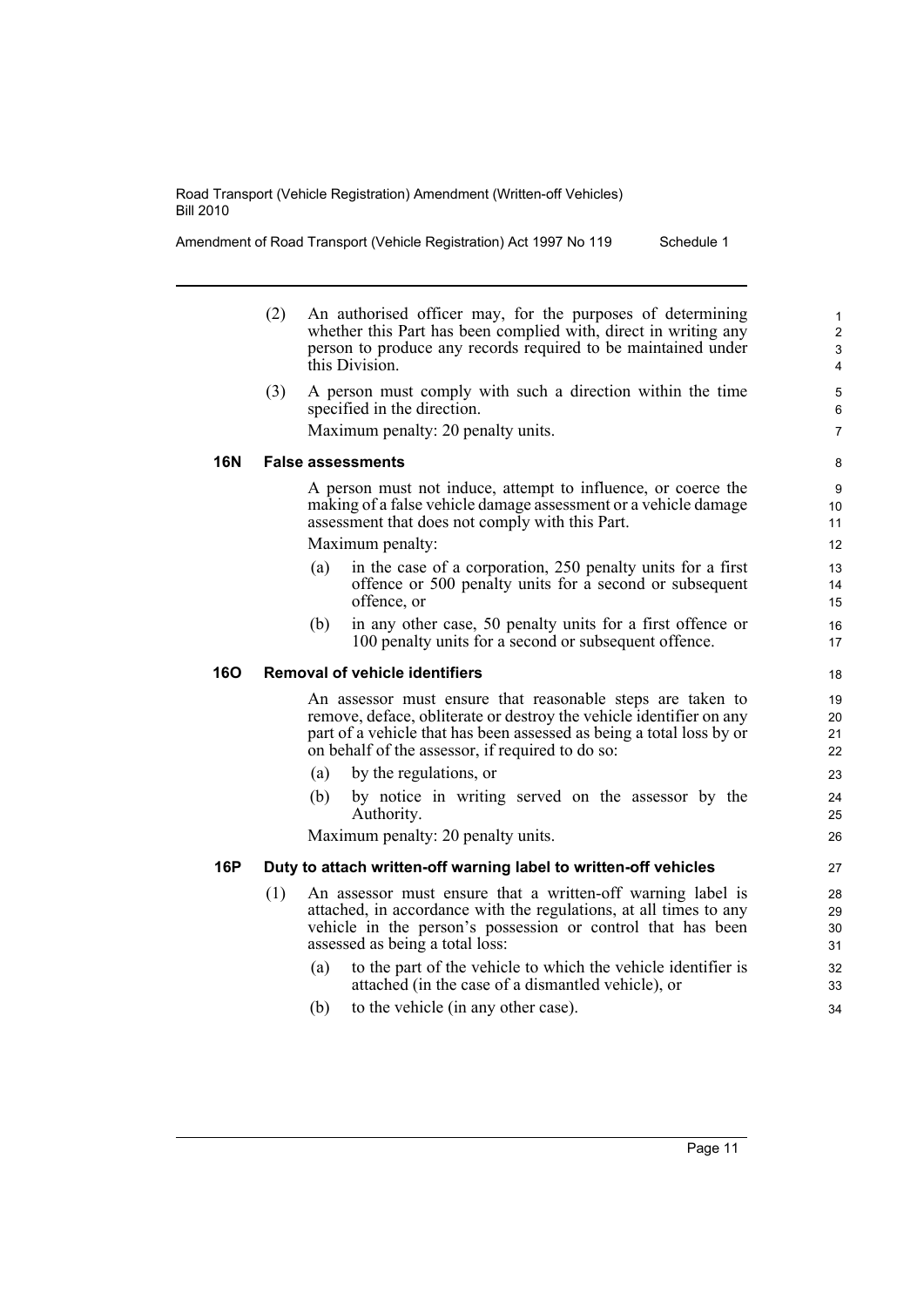(2) An authorised officer may, for the purposes of determining whether this Part has been complied with, direct in writing any person to produce any records required to be maintained under this Division.

(3) A person must comply with such a direction within the time specified in the direction.

Maximum penalty: 20 penalty units.

#### 16N False assessments

A person must not induce, attempt to influence, or coerce the making of a false vehicle damage assessment or a vehicle damage assessment that does not comply with this Part.

Maximum penalty:

(a) in the case of a corporation, 250 penalty units for a first offence or 500 penalty units for a second or subsequent offence, or

(b) in any other case, 50 penalty units for a first offence or 100 penalty units for a second or subsequent offence.

#### 16O Removal of vehicle identifiers

An assessor must ensure that reasonable steps are taken to remove, deface, obliterate or destroy the vehicle identifier on any part of a vehicle that has been assessed as being a total loss by or on behalf of the assessor, if required to do so:

(a) by the regulations, or

(b) by notice in writing served on the assessor by the Authority.

Maximum penalty: 20 penalty units.

#### 16P Duty to attach written-off warning label to written-off vehicles

(1) An assessor must ensure that a written-off warning label is attached, in accordance with the regulations, at all times to any vehicle in the person's possession or control that has been assessed as being a total loss:

(a) to the part of the vehicle to which the vehicle identifier is attached (in the case of a dismantled vehicle), or

(b) to the vehicle (in any other case).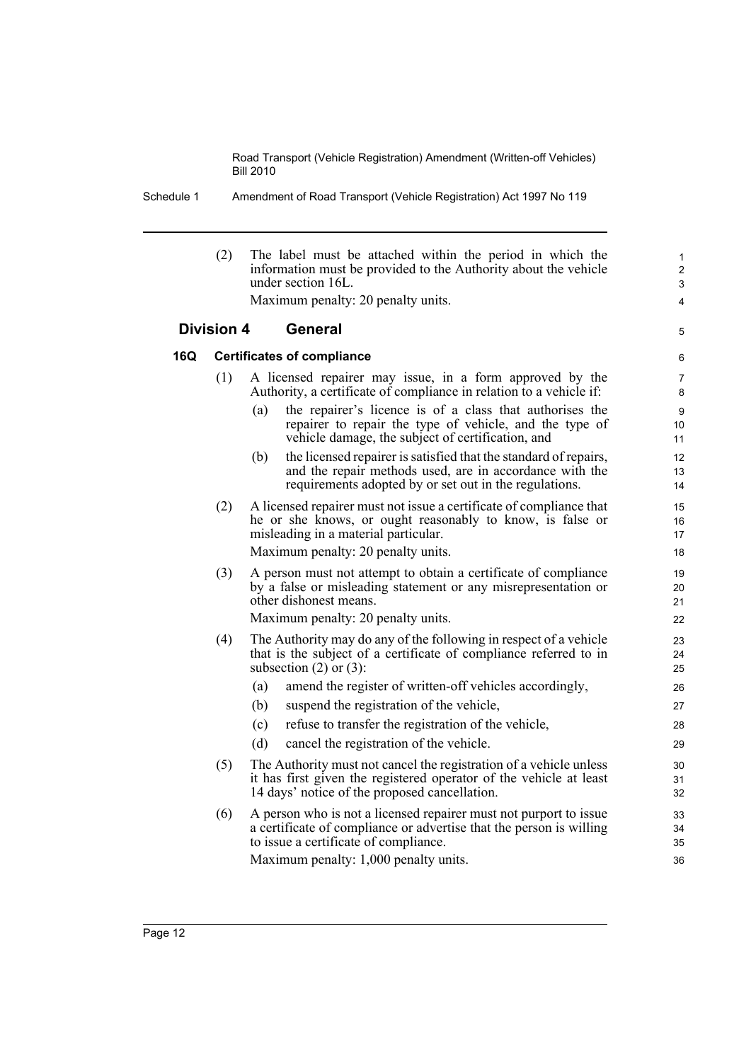(2) The label must be attached within the period in which the information must be provided to the Authority about the vehicle under section 16L.

Maximum penalty: 20 penalty units.

## Division 4 General

### 16Q Certificates of compliance

(1) A licensed repairer may issue, in a form approved by the Authority, a certificate of compliance in relation to a vehicle if:

- (a) the repairer's licence is of a class that authorises the repairer to repair the type of vehicle, and the type of vehicle damage, the subject of certification, and
- (b) the licensed repairer is satisfied that the standard of repairs, and the repair methods used, are in accordance with the requirements adopted by or set out in the regulations.

(2) A licensed repairer must not issue a certificate of compliance that he or she knows, or ought reasonably to know, is false or misleading in a material particular.

Maximum penalty: 20 penalty units.

(3) A person must not attempt to obtain a certificate of compliance by a false or misleading statement or any misrepresentation or other dishonest means.

Maximum penalty: 20 penalty units.

(4) The Authority may do any of the following in respect of a vehicle that is the subject of a certificate of compliance referred to in subsection (2) or (3):

- (a) amend the register of written-off vehicles accordingly,
- (b) suspend the registration of the vehicle,
- (c) refuse to transfer the registration of the vehicle,
- (d) cancel the registration of the vehicle.

(5) The Authority must not cancel the registration of a vehicle unless it has first given the registered operator of the vehicle at least 14 days' notice of the proposed cancellation.

(6) A person who is not a licensed repairer must not purport to issue a certificate of compliance or advertise that the person is willing to issue a certificate of compliance.

Maximum penalty: 1,000 penalty units.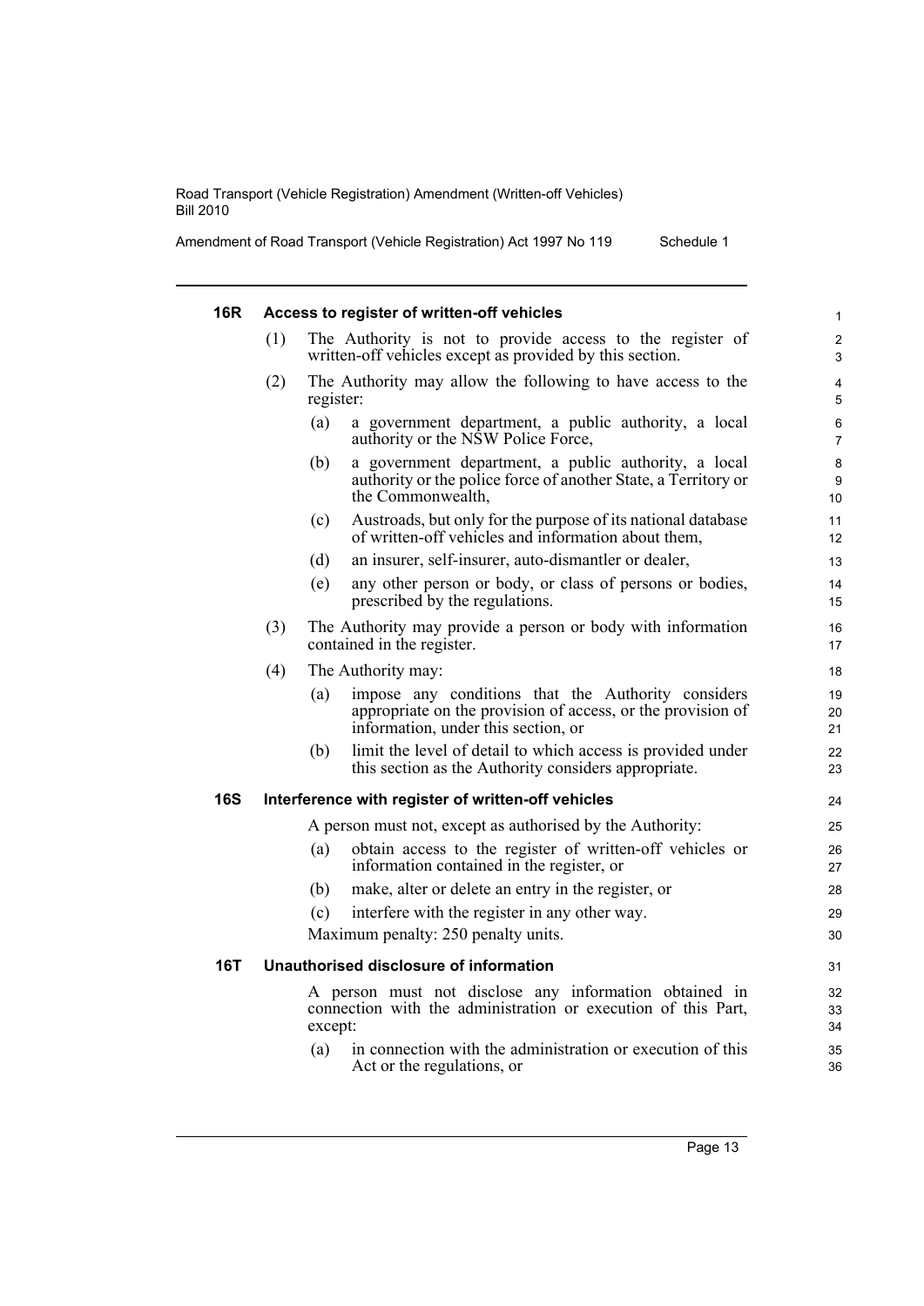### 16R Access to register of written-off vehicles

(1) The Authority is not to provide access to the register of written-off vehicles except as provided by this section.

(2) The Authority may allow the following to have access to the register:

- (a) a government department, a public authority, a local authority or the NSW Police Force,
- (b) a government department, a public authority, a local authority or the police force of another State, a Territory or the Commonwealth,
- (c) Austroads, but only for the purpose of its national database of written-off vehicles and information about them,
- (d) an insurer, self-insurer, auto-dismantler or dealer,
- (e) any other person or body, or class of persons or bodies, prescribed by the regulations.

(3) The Authority may provide a person or body with information contained in the register.

(4) The Authority may:

- (a) impose any conditions that the Authority considers appropriate on the provision of access, or the provision of information, under this section, or
- (b) limit the level of detail to which access is provided under this section as the Authority considers appropriate.

### 16S Interference with register of written-off vehicles

A person must not, except as authorised by the Authority:

- (a) obtain access to the register of written-off vehicles or information contained in the register, or
- (b) make, alter or delete an entry in the register, or
- (c) interfere with the register in any other way.

Maximum penalty: 250 penalty units.

### 16T Unauthorised disclosure of information

A person must not disclose any information obtained in connection with the administration or execution of this Part, except:

- (a) in connection with the administration or execution of this Act or the regulations, or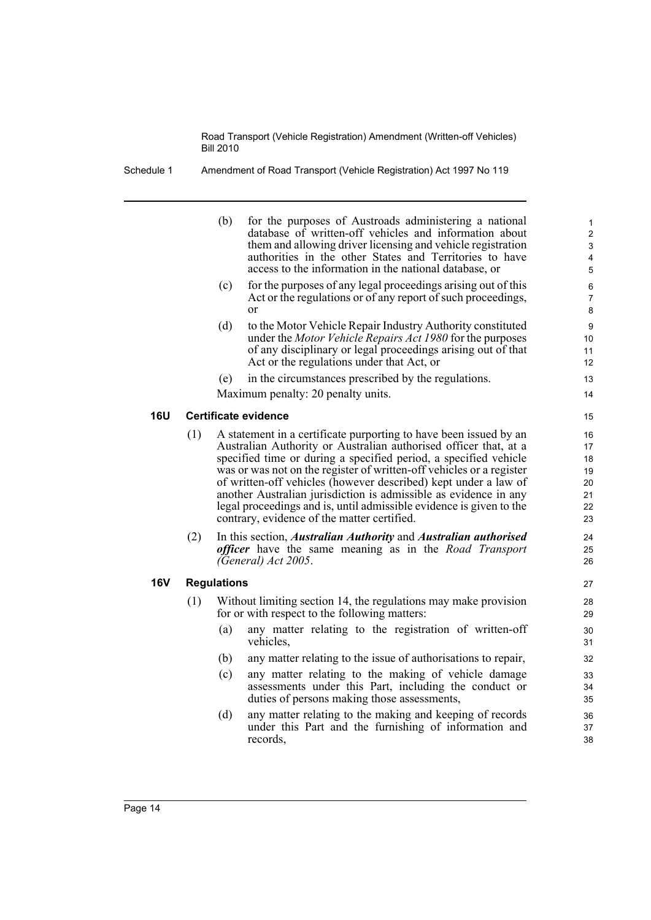(b) for the purposes of Austroads administering a national database of written-off vehicles and information about them and allowing driver licensing and vehicle registration authorities in the other States and Territories to have access to the information in the national database, or

(c) for the purposes of any legal proceedings arising out of this Act or the regulations or of any report of such proceedings, or

(d) to the Motor Vehicle Repair Industry Authority constituted under the *Motor Vehicle Repairs Act 1980* for the purposes of any disciplinary or legal proceedings arising out of that Act or the regulations under that Act, or

(e) in the circumstances prescribed by the regulations.

Maximum penalty: 20 penalty units.

### 16U Certificate evidence

(1) A statement in a certificate purporting to have been issued by an Australian Authority or Australian authorised officer that, at a specified time or during a specified period, a specified vehicle was or was not on the register of written-off vehicles or a register of written-off vehicles (however described) kept under a law of another Australian jurisdiction is admissible as evidence in any legal proceedings and is, until admissible evidence is given to the contrary, evidence of the matter certified.

(2) In this section, ***Australian Authority*** and ***Australian authorised officer*** have the same meaning as in the *Road Transport (General) Act 2005*.

### 16V Regulations

(1) Without limiting section 14, the regulations may make provision for or with respect to the following matters:

(a) any matter relating to the registration of written-off vehicles,

(b) any matter relating to the issue of authorisations to repair,

(c) any matter relating to the making of vehicle damage assessments under this Part, including the conduct or duties of persons making those assessments,

(d) any matter relating to the making and keeping of records under this Part and the furnishing of information and records,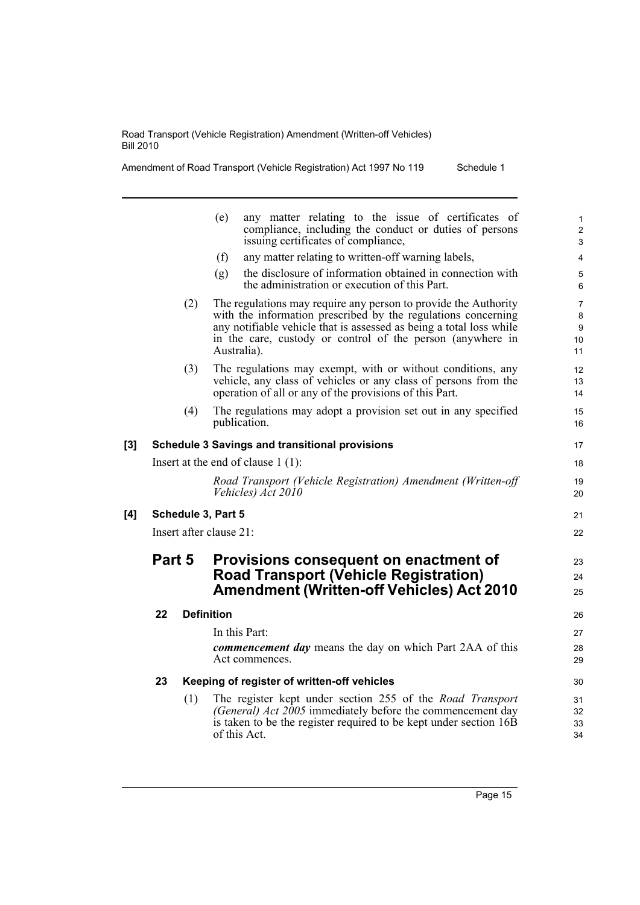(e) any matter relating to the issue of certificates of compliance, including the conduct or duties of persons issuing certificates of compliance,

(f) any matter relating to written-off warning labels,

(g) the disclosure of information obtained in connection with the administration or execution of this Part.

(2) The regulations may require any person to provide the Authority with the information prescribed by the regulations concerning any notifiable vehicle that is assessed as being a total loss while in the care, custody or control of the person (anywhere in Australia).

(3) The regulations may exempt, with or without conditions, any vehicle, any class of vehicles or any class of persons from the operation of all or any of the provisions of this Part.

(4) The regulations may adopt a provision set out in any specified publication.

**[3] Schedule 3 Savings and transitional provisions**

Insert at the end of clause 1 (1):

*Road Transport (Vehicle Registration) Amendment (Written-off Vehicles) Act 2010*

**[4] Schedule 3, Part 5**

Insert after clause 21:

## Part 5 Provisions consequent on enactment of Road Transport (Vehicle Registration) Amendment (Written-off Vehicles) Act 2010

### 22 Definition

In this Part:

***commencement day*** means the day on which Part 2AA of this Act commences.

### 23 Keeping of register of written-off vehicles

(1) The register kept under section 255 of the *Road Transport (General) Act 2005* immediately before the commencement day is taken to be the register required to be kept under section 16B of this Act.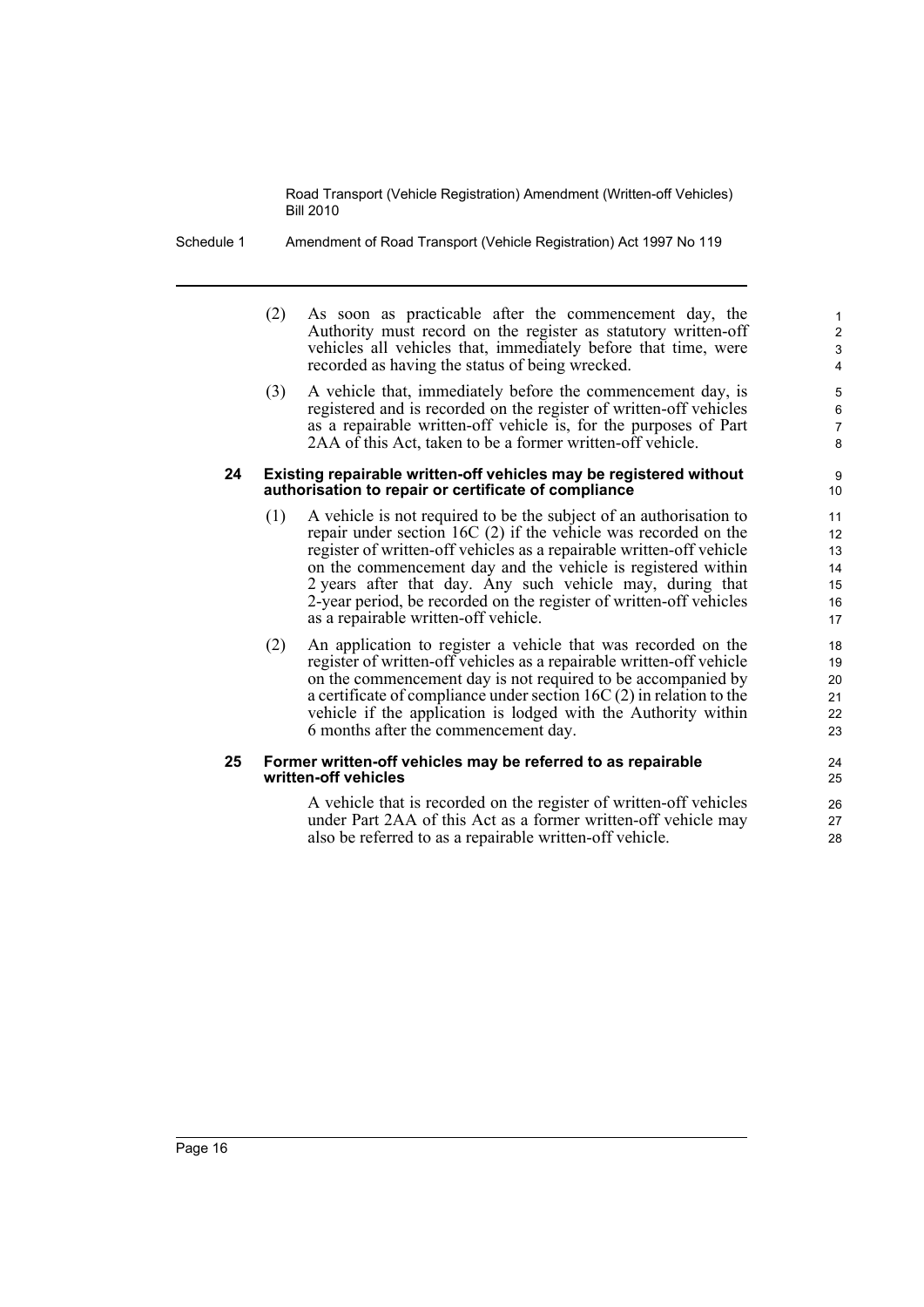(2) As soon as practicable after the commencement day, the Authority must record on the register as statutory written-off vehicles all vehicles that, immediately before that time, were recorded as having the status of being wrecked.

(3) A vehicle that, immediately before the commencement day, is registered and is recorded on the register of written-off vehicles as a repairable written-off vehicle is, for the purposes of Part 2AA of this Act, taken to be a former written-off vehicle.

**24 Existing repairable written-off vehicles may be registered without authorisation to repair or certificate of compliance**

(1) A vehicle is not required to be the subject of an authorisation to repair under section 16C (2) if the vehicle was recorded on the register of written-off vehicles as a repairable written-off vehicle on the commencement day and the vehicle is registered within 2 years after that day. Any such vehicle may, during that 2-year period, be recorded on the register of written-off vehicles as a repairable written-off vehicle.

(2) An application to register a vehicle that was recorded on the register of written-off vehicles as a repairable written-off vehicle on the commencement day is not required to be accompanied by a certificate of compliance under section 16C (2) in relation to the vehicle if the application is lodged with the Authority within 6 months after the commencement day.

**25 Former written-off vehicles may be referred to as repairable written-off vehicles**

A vehicle that is recorded on the register of written-off vehicles under Part 2AA of this Act as a former written-off vehicle may also be referred to as a repairable written-off vehicle.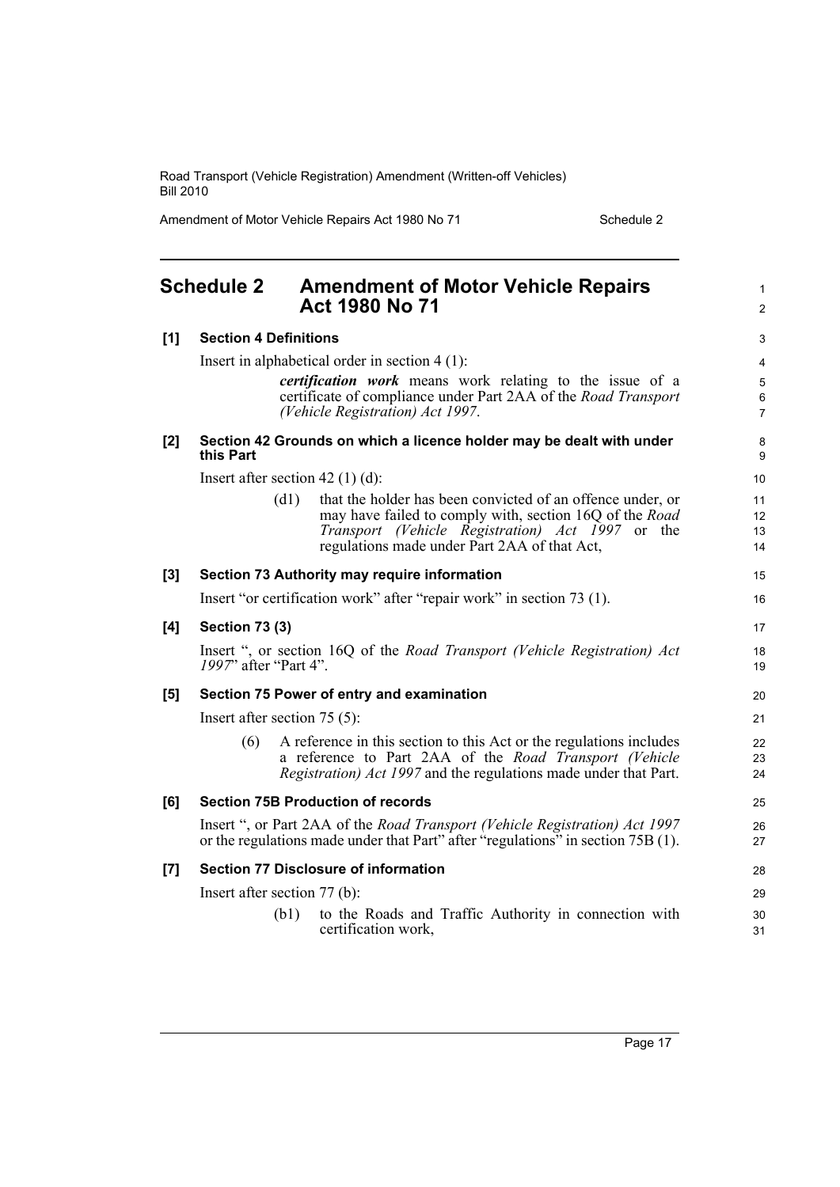## Schedule 2 Amendment of Motor Vehicle Repairs Act 1980 No 71

**[1] Section 4 Definitions**

Insert in alphabetical order in section 4 (1):

> ***certification work*** means work relating to the issue of a certificate of compliance under Part 2AA of the *Road Transport (Vehicle Registration) Act 1997*.

**[2] Section 42 Grounds on which a licence holder may be dealt with under this Part**

Insert after section 42 (1) (d):

> (d1) that the holder has been convicted of an offence under, or may have failed to comply with, section 16Q of the *Road Transport (Vehicle Registration) Act 1997* or the regulations made under Part 2AA of that Act,

**[3] Section 73 Authority may require information**

Insert "or certification work" after "repair work" in section 73 (1).

**[4] Section 73 (3)**

Insert ", or section 16Q of the *Road Transport (Vehicle Registration) Act 1997*" after "Part 4".

**[5] Section 75 Power of entry and examination**

Insert after section 75 (5):

> (6) A reference in this section to this Act or the regulations includes a reference to Part 2AA of the *Road Transport (Vehicle Registration) Act 1997* and the regulations made under that Part.

**[6] Section 75B Production of records**

Insert ", or Part 2AA of the *Road Transport (Vehicle Registration) Act 1997* or the regulations made under that Part" after "regulations" in section 75B (1).

**[7] Section 77 Disclosure of information**

Insert after section 77 (b):

> (b1) to the Roads and Traffic Authority in connection with certification work,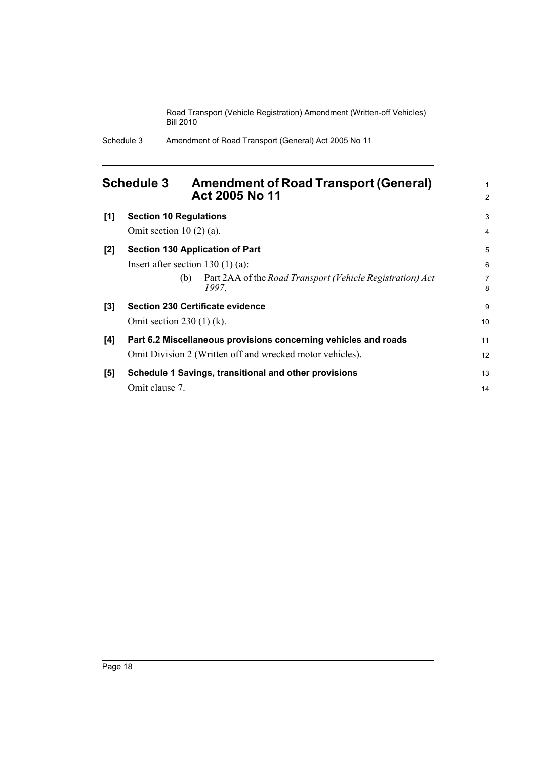## Schedule 3 Amendment of Road Transport (General) Act 2005 No 11

**[1] Section 10 Regulations**

Omit section 10 (2) (a).

**[2] Section 130 Application of Part**

Insert after section 130 (1) (a):

(b) Part 2AA of the *Road Transport (Vehicle Registration) Act 1997*,

**[3] Section 230 Certificate evidence**

Omit section 230 (1) (k).

**[4] Part 6.2 Miscellaneous provisions concerning vehicles and roads**

Omit Division 2 (Written off and wrecked motor vehicles).

**[5] Schedule 1 Savings, transitional and other provisions**

Omit clause 7.